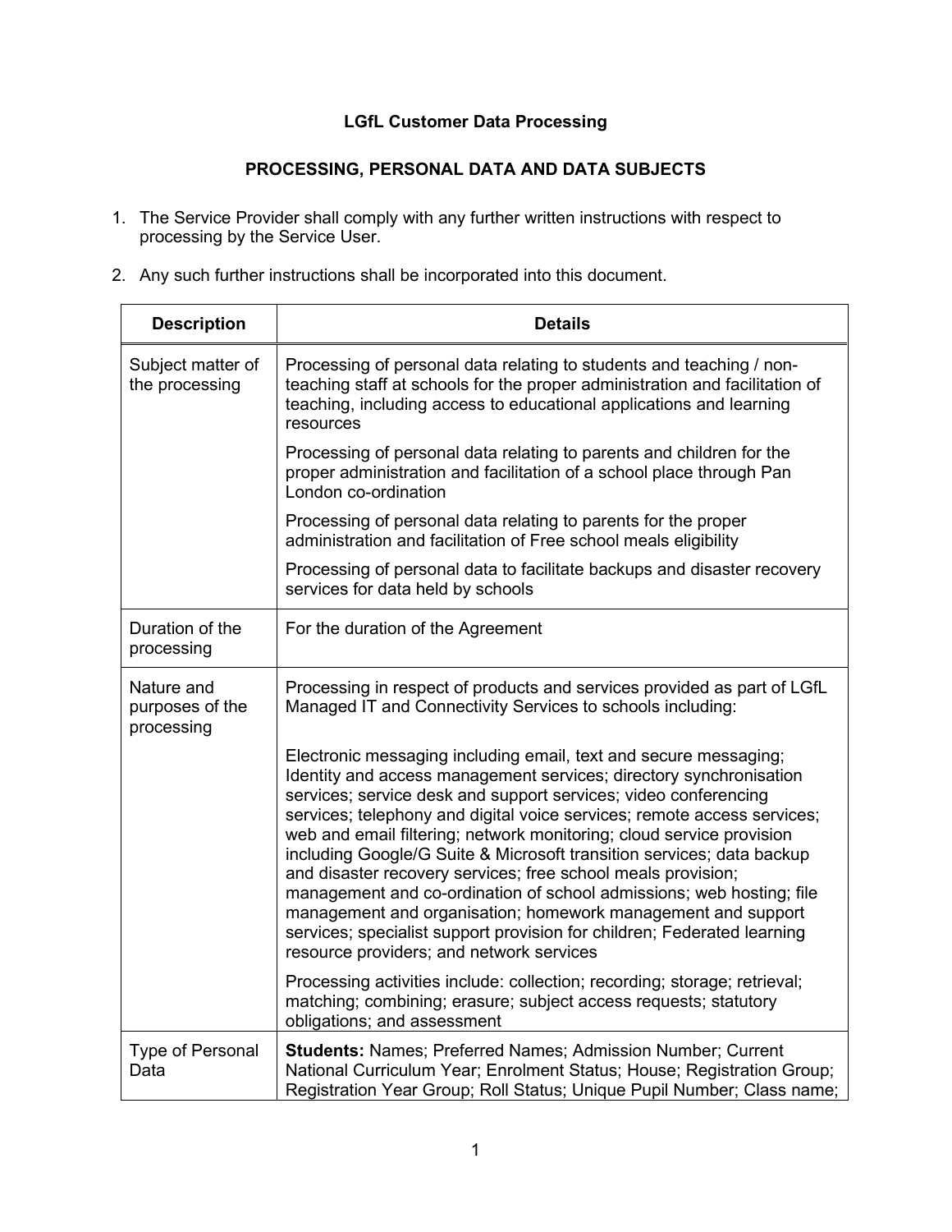**LGfL Customer Data Processing**

**PROCESSING, PERSONAL DATA AND DATA SUBJECTS**

1. The Service Provider shall comply with any further written instructions with respect to processing by the Service User.

2. Any such further instructions shall be incorporated into this document.

| Description | Details |
|---|---|
| Subject matter of the processing | Processing of personal data relating to students and teaching / non-teaching staff at schools for the proper administration and facilitation of teaching, including access to educational applications and learning resources<br><br>Processing of personal data relating to parents and children for the proper administration and facilitation of a school place through Pan London co-ordination<br><br>Processing of personal data relating to parents for the proper administration and facilitation of Free school meals eligibility<br><br>Processing of personal data to facilitate backups and disaster recovery services for data held by schools |
| Duration of the processing | For the duration of the Agreement |
| Nature and purposes of the processing | Processing in respect of products and services provided as part of LGfL Managed IT and Connectivity Services to schools including:<br><br>Electronic messaging including email, text and secure messaging; Identity and access management services; directory synchronisation services; service desk and support services; video conferencing services; telephony and digital voice services; remote access services; web and email filtering; network monitoring; cloud service provision including Google/G Suite & Microsoft transition services; data backup and disaster recovery services; free school meals provision; management and co-ordination of school admissions; web hosting; file management and organisation; homework management and support services; specialist support provision for children; Federated learning resource providers; and network services<br><br>Processing activities include: collection; recording; storage; retrieval; matching; combining; erasure; subject access requests; statutory obligations; and assessment |
| Type of Personal Data | **Students:** Names; Preferred Names; Admission Number; Current National Curriculum Year; Enrolment Status; House; Registration Group; Registration Year Group; Roll Status; Unique Pupil Number; Class name; |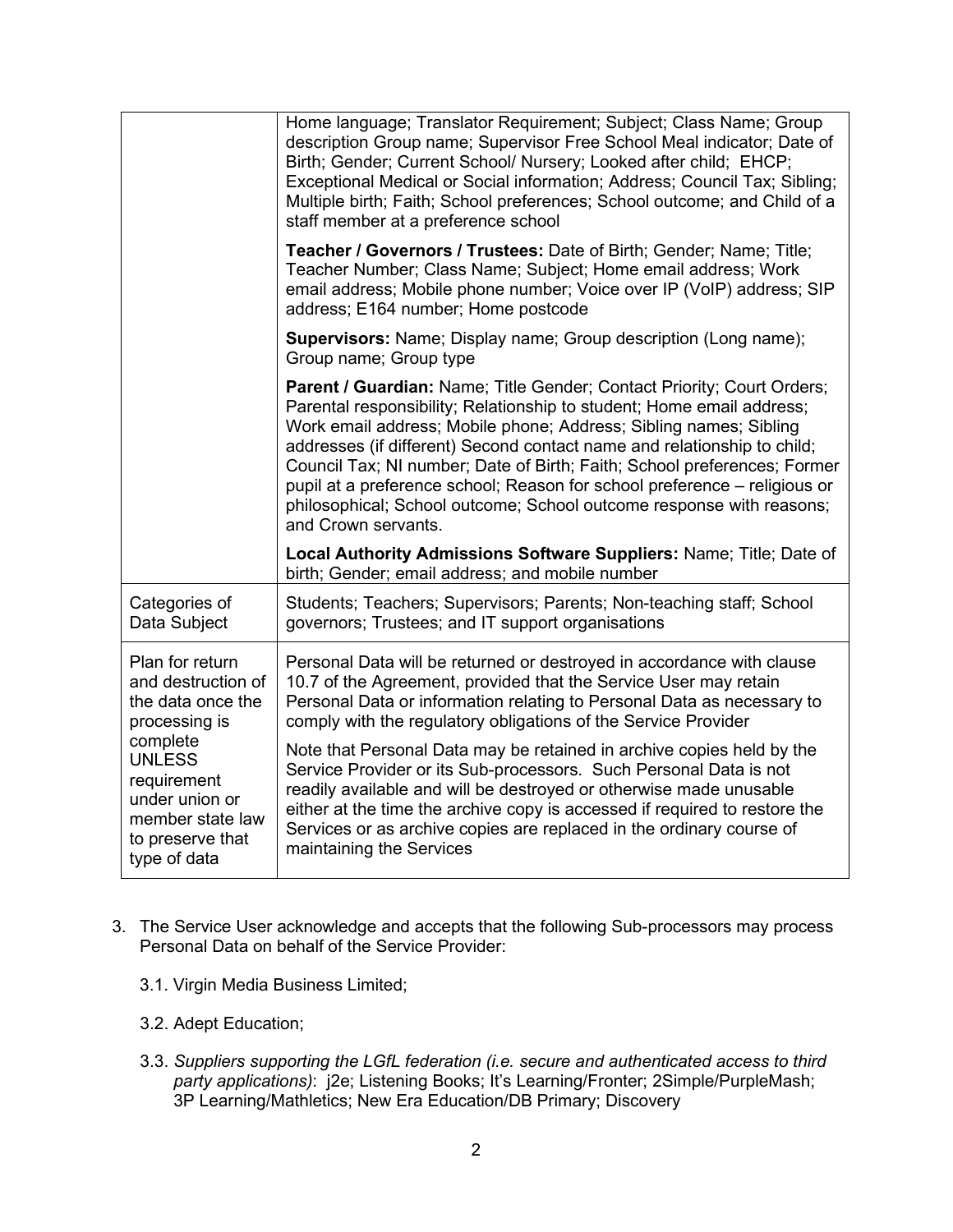| | |
|---|---|
| | Home language; Translator Requirement; Subject; Class Name; Group description Group name; Supervisor Free School Meal indicator; Date of Birth; Gender; Current School/ Nursery; Looked after child; EHCP; Exceptional Medical or Social information; Address; Council Tax; Sibling; Multiple birth; Faith; School preferences; School outcome; and Child of a staff member at a preference school<br><br>**Teacher / Governors / Trustees:** Date of Birth; Gender; Name; Title; Teacher Number; Class Name; Subject; Home email address; Work email address; Mobile phone number; Voice over IP (VoIP) address; SIP address; E164 number; Home postcode<br><br>**Supervisors:** Name; Display name; Group description (Long name); Group name; Group type<br><br>**Parent / Guardian:** Name; Title Gender; Contact Priority; Court Orders; Parental responsibility; Relationship to student; Home email address; Work email address; Mobile phone; Address; Sibling names; Sibling addresses (if different) Second contact name and relationship to child; Council Tax; NI number; Date of Birth; Faith; School preferences; Former pupil at a preference school; Reason for school preference – religious or philosophical; School outcome; School outcome response with reasons; and Crown servants.<br><br>**Local Authority Admissions Software Suppliers:** Name; Title; Date of birth; Gender; email address; and mobile number |
| Categories of Data Subject | Students; Teachers; Supervisors; Parents; Non-teaching staff; School governors; Trustees; and IT support organisations |
| Plan for return and destruction of the data once the processing is complete UNLESS requirement under union or member state law to preserve that type of data | Personal Data will be returned or destroyed in accordance with clause 10.7 of the Agreement, provided that the Service User may retain Personal Data or information relating to Personal Data as necessary to comply with the regulatory obligations of the Service Provider<br><br>Note that Personal Data may be retained in archive copies held by the Service Provider or its Sub-processors. Such Personal Data is not readily available and will be destroyed or otherwise made unusable either at the time the archive copy is accessed if required to restore the Services or as archive copies are replaced in the ordinary course of maintaining the Services |

3. The Service User acknowledge and accepts that the following Sub-processors may process Personal Data on behalf of the Service Provider:

   3.1. Virgin Media Business Limited;

   3.2. Adept Education;

   3.3. *Suppliers supporting the LGfL federation (i.e. secure and authenticated access to third party applications)*: j2e; Listening Books; It's Learning/Fronter; 2Simple/PurpleMash; 3P Learning/Mathletics; New Era Education/DB Primary; Discovery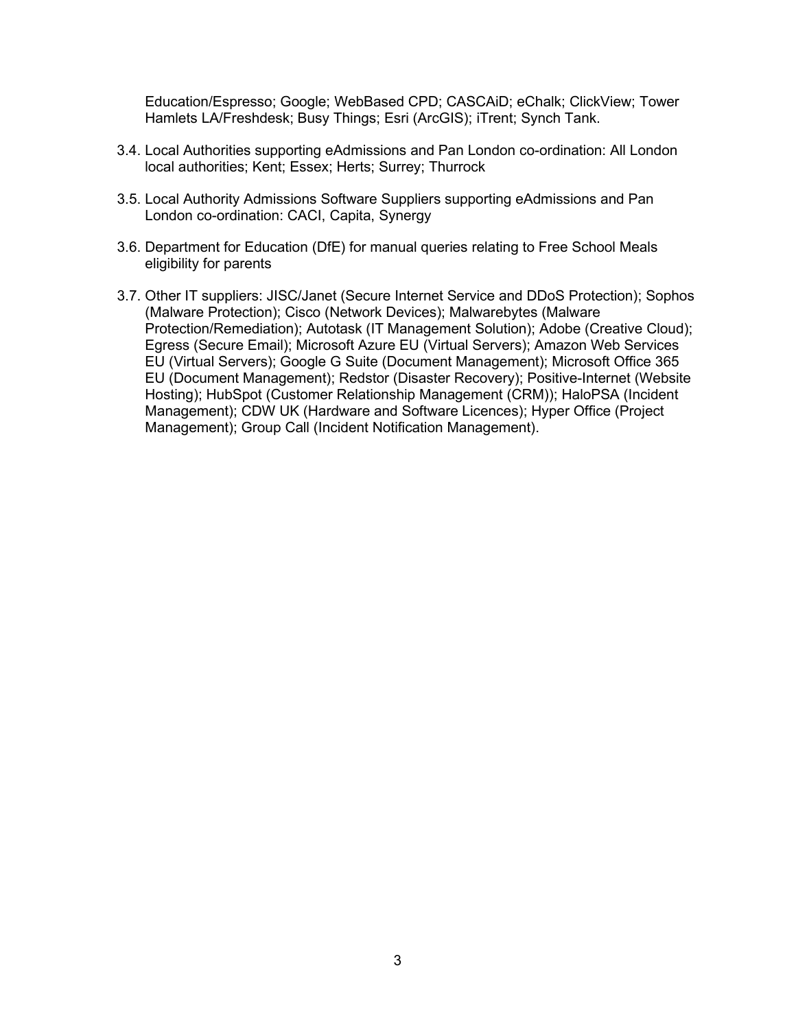Education/Espresso; Google; WebBased CPD; CASCAiD; eChalk; ClickView; Tower Hamlets LA/Freshdesk; Busy Things; Esri (ArcGIS); iTrent; Synch Tank.

3.4. Local Authorities supporting eAdmissions and Pan London co-ordination: All London local authorities; Kent; Essex; Herts; Surrey; Thurrock

3.5. Local Authority Admissions Software Suppliers supporting eAdmissions and Pan London co-ordination: CACI, Capita, Synergy

3.6. Department for Education (DfE) for manual queries relating to Free School Meals eligibility for parents

3.7. Other IT suppliers: JISC/Janet (Secure Internet Service and DDoS Protection); Sophos (Malware Protection); Cisco (Network Devices); Malwarebytes (Malware Protection/Remediation); Autotask (IT Management Solution); Adobe (Creative Cloud); Egress (Secure Email); Microsoft Azure EU (Virtual Servers); Amazon Web Services EU (Virtual Servers); Google G Suite (Document Management); Microsoft Office 365 EU (Document Management); Redstor (Disaster Recovery); Positive-Internet (Website Hosting); HubSpot (Customer Relationship Management (CRM)); HaloPSA (Incident Management); CDW UK (Hardware and Software Licences); Hyper Office (Project Management); Group Call (Incident Notification Management).